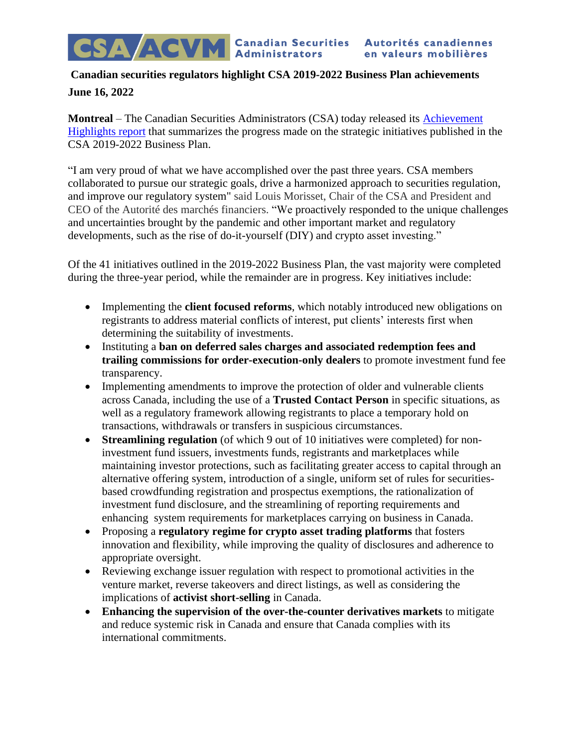CSA/ACVM Canadian Securities Administrators Autorités canadiennes en valeurs mobilières

**Canadian securities regulators highlight CSA 2019-2022 Business Plan achievements**

**June 16, 2022**

**Montreal** – The Canadian Securities Administrators (CSA) today released its Achievement Highlights report that summarizes the progress made on the strategic initiatives published in the CSA 2019-2022 Business Plan.

"I am very proud of what we have accomplished over the past three years. CSA members collaborated to pursue our strategic goals, drive a harmonized approach to securities regulation, and improve our regulatory system" said Louis Morisset, Chair of the CSA and President and CEO of the Autorité des marchés financiers. "We proactively responded to the unique challenges and uncertainties brought by the pandemic and other important market and regulatory developments, such as the rise of do-it-yourself (DIY) and crypto asset investing."

Of the 41 initiatives outlined in the 2019-2022 Business Plan, the vast majority were completed during the three-year period, while the remainder are in progress. Key initiatives include:

- Implementing the **client focused reforms**, which notably introduced new obligations on registrants to address material conflicts of interest, put clients' interests first when determining the suitability of investments.
- Instituting a **ban on deferred sales charges and associated redemption fees and trailing commissions for order-execution-only dealers** to promote investment fund fee transparency.
- Implementing amendments to improve the protection of older and vulnerable clients across Canada, including the use of a **Trusted Contact Person** in specific situations, as well as a regulatory framework allowing registrants to place a temporary hold on transactions, withdrawals or transfers in suspicious circumstances.
- **Streamlining regulation** (of which 9 out of 10 initiatives were completed) for non-investment fund issuers, investments funds, registrants and marketplaces while maintaining investor protections, such as facilitating greater access to capital through an alternative offering system, introduction of a single, uniform set of rules for securities-based crowdfunding registration and prospectus exemptions, the rationalization of investment fund disclosure, and the streamlining of reporting requirements and enhancing system requirements for marketplaces carrying on business in Canada.
- Proposing a **regulatory regime for crypto asset trading platforms** that fosters innovation and flexibility, while improving the quality of disclosures and adherence to appropriate oversight.
- Reviewing exchange issuer regulation with respect to promotional activities in the venture market, reverse takeovers and direct listings, as well as considering the implications of **activist short-selling** in Canada.
- **Enhancing the supervision of the over-the-counter derivatives markets** to mitigate and reduce systemic risk in Canada and ensure that Canada complies with its international commitments.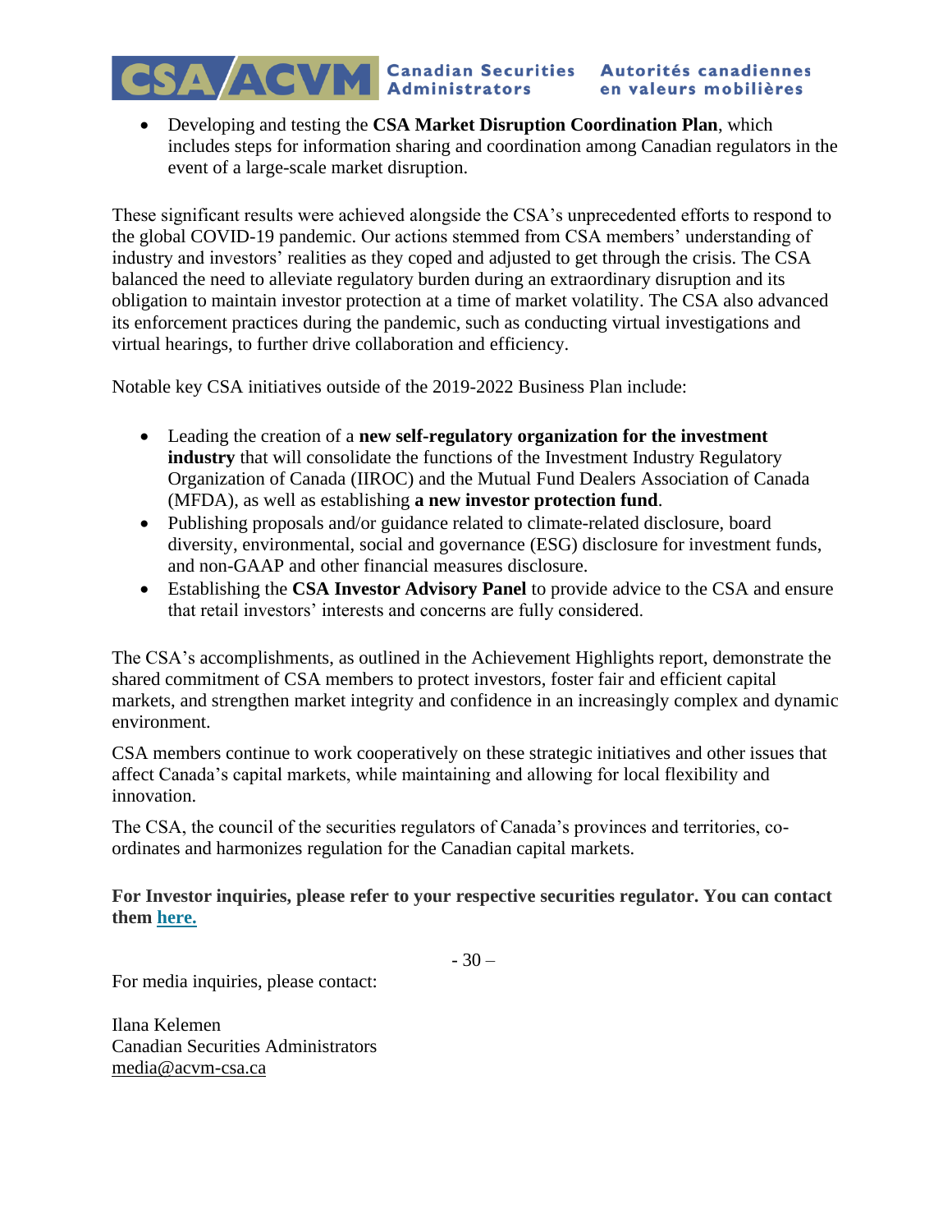- Developing and testing the **CSA Market Disruption Coordination Plan**, which includes steps for information sharing and coordination among Canadian regulators in the event of a large-scale market disruption.

These significant results were achieved alongside the CSA's unprecedented efforts to respond to the global COVID-19 pandemic. Our actions stemmed from CSA members' understanding of industry and investors' realities as they coped and adjusted to get through the crisis. The CSA balanced the need to alleviate regulatory burden during an extraordinary disruption and its obligation to maintain investor protection at a time of market volatility. The CSA also advanced its enforcement practices during the pandemic, such as conducting virtual investigations and virtual hearings, to further drive collaboration and efficiency.

Notable key CSA initiatives outside of the 2019-2022 Business Plan include:

- Leading the creation of a **new self-regulatory organization for the investment industry** that will consolidate the functions of the Investment Industry Regulatory Organization of Canada (IIROC) and the Mutual Fund Dealers Association of Canada (MFDA), as well as establishing **a new investor protection fund**.
- Publishing proposals and/or guidance related to climate-related disclosure, board diversity, environmental, social and governance (ESG) disclosure for investment funds, and non-GAAP and other financial measures disclosure.
- Establishing the **CSA Investor Advisory Panel** to provide advice to the CSA and ensure that retail investors' interests and concerns are fully considered.

The CSA's accomplishments, as outlined in the Achievement Highlights report, demonstrate the shared commitment of CSA members to protect investors, foster fair and efficient capital markets, and strengthen market integrity and confidence in an increasingly complex and dynamic environment.

CSA members continue to work cooperatively on these strategic initiatives and other issues that affect Canada's capital markets, while maintaining and allowing for local flexibility and innovation.

The CSA, the council of the securities regulators of Canada's provinces and territories, co-ordinates and harmonizes regulation for the Canadian capital markets.

**For Investor inquiries, please refer to your respective securities regulator. You can contact them here.**

- 30 –

For media inquiries, please contact:

Ilana Kelemen
Canadian Securities Administrators
media@acvm-csa.ca